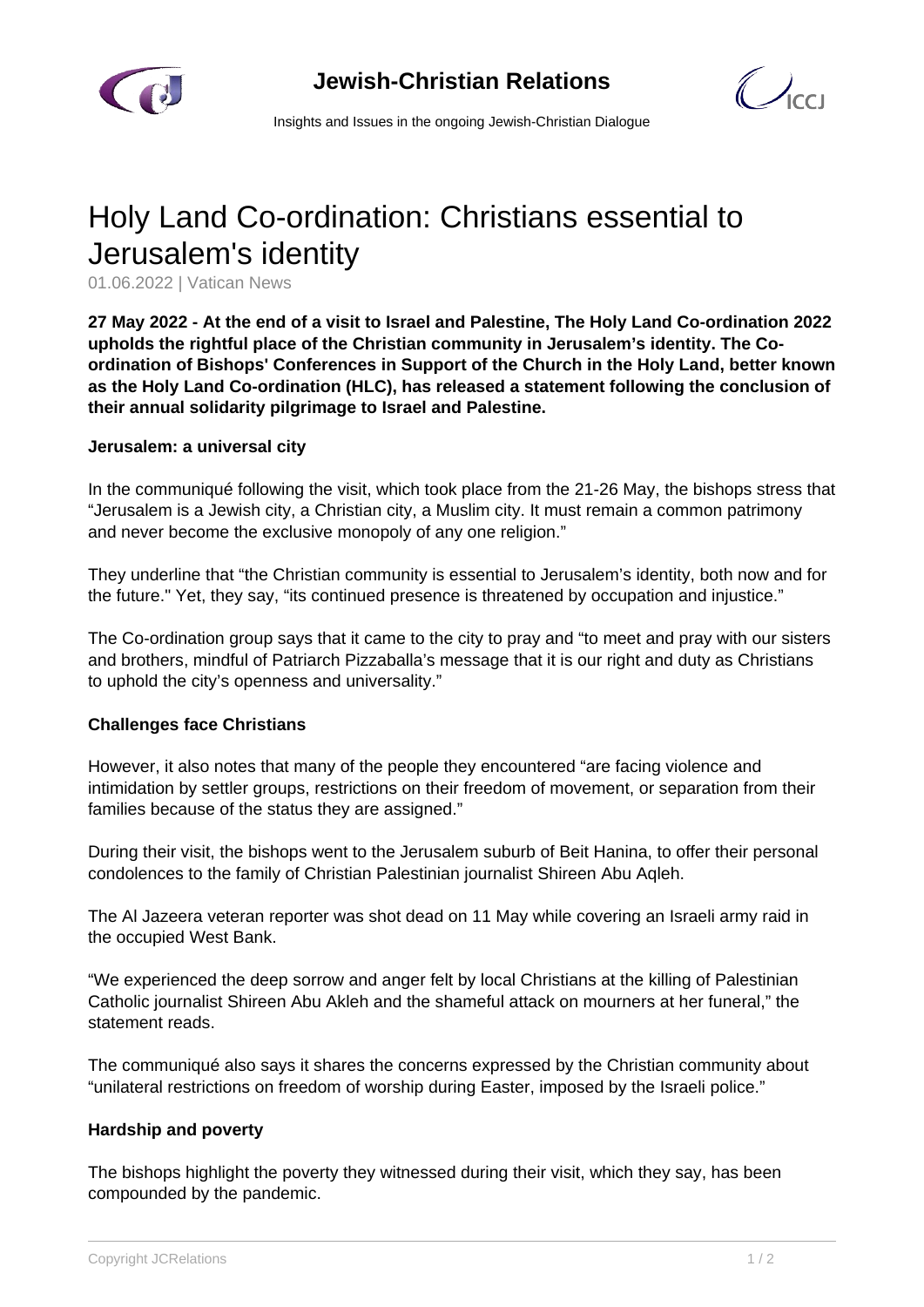# Holy Land Co-ordination: Christians essential to Jerusalem's identity

01.06.2022 | Vatican News

**27 May 2022 - At the end of a visit to Israel and Palestine, The Holy Land Co-ordination 2022 upholds the rightful place of the Christian community in Jerusalem's identity. The Co-ordination of Bishops' Conferences in Support of the Church in the Holy Land, better known as the Holy Land Co-ordination (HLC), has released a statement following the conclusion of their annual solidarity pilgrimage to Israel and Palestine.**

### Jerusalem: a universal city

In the communiqué following the visit, which took place from the 21-26 May, the bishops stress that "Jerusalem is a Jewish city, a Christian city, a Muslim city. It must remain a common patrimony and never become the exclusive monopoly of any one religion."

They underline that "the Christian community is essential to Jerusalem's identity, both now and for the future." Yet, they say, "its continued presence is threatened by occupation and injustice."

The Co-ordination group says that it came to the city to pray and "to meet and pray with our sisters and brothers, mindful of Patriarch Pizzaballa's message that it is our right and duty as Christians to uphold the city's openness and universality."

### Challenges face Christians

However, it also notes that many of the people they encountered "are facing violence and intimidation by settler groups, restrictions on their freedom of movement, or separation from their families because of the status they are assigned."

During their visit, the bishops went to the Jerusalem suburb of Beit Hanina, to offer their personal condolences to the family of Christian Palestinian journalist Shireen Abu Aqleh.

The Al Jazeera veteran reporter was shot dead on 11 May while covering an Israeli army raid in the occupied West Bank.

"We experienced the deep sorrow and anger felt by local Christians at the killing of Palestinian Catholic journalist Shireen Abu Akleh and the shameful attack on mourners at her funeral," the statement reads.

The communiqué also says it shares the concerns expressed by the Christian community about "unilateral restrictions on freedom of worship during Easter, imposed by the Israeli police."

### Hardship and poverty

The bishops highlight the poverty they witnessed during their visit, which they say, has been compounded by the pandemic.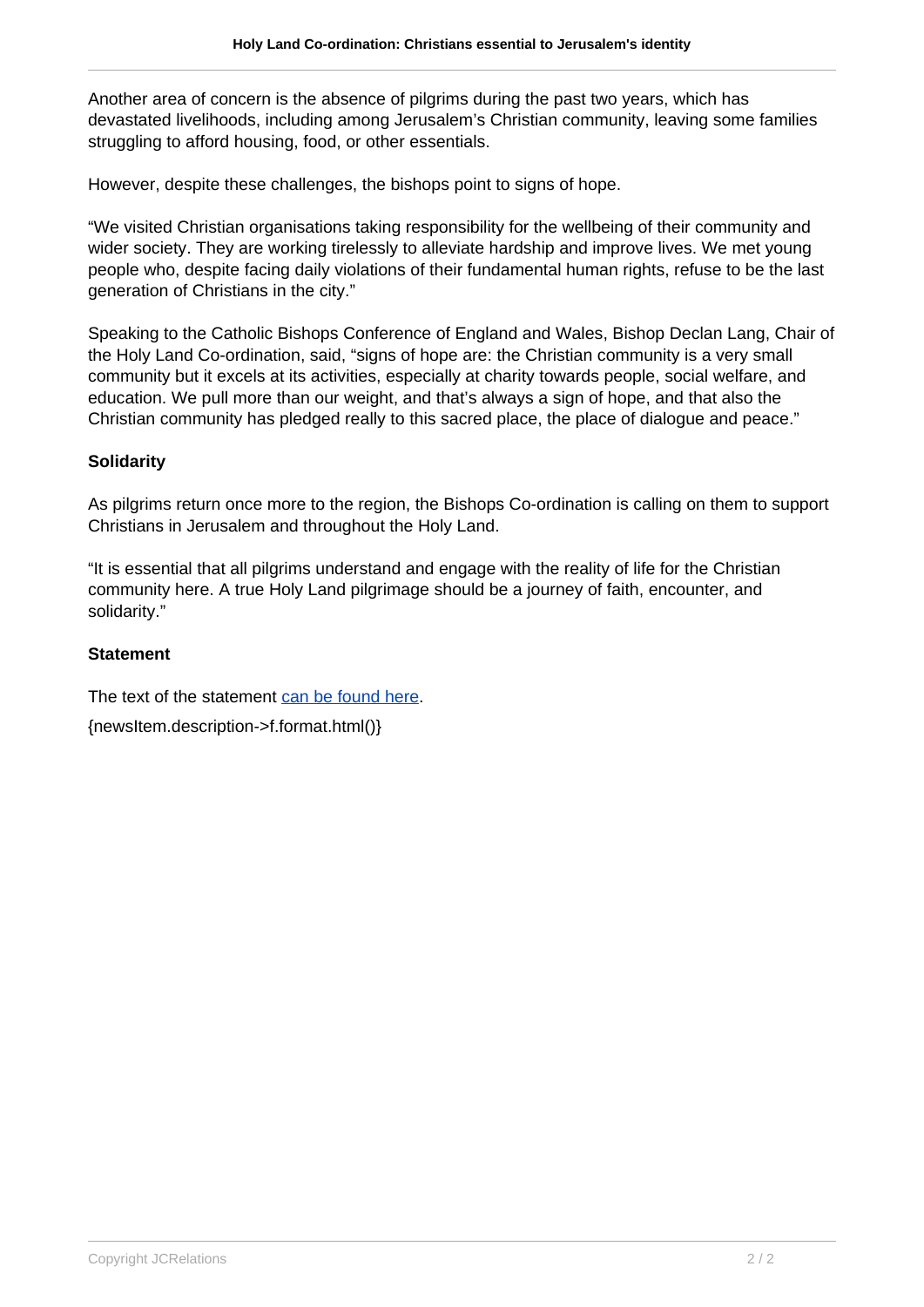Another area of concern is the absence of pilgrims during the past two years, which has devastated livelihoods, including among Jerusalem's Christian community, leaving some families struggling to afford housing, food, or other essentials.

However, despite these challenges, the bishops point to signs of hope.

"We visited Christian organisations taking responsibility for the wellbeing of their community and wider society. They are working tirelessly to alleviate hardship and improve lives. We met young people who, despite facing daily violations of their fundamental human rights, refuse to be the last generation of Christians in the city."

Speaking to the Catholic Bishops Conference of England and Wales, Bishop Declan Lang, Chair of the Holy Land Co-ordination, said, "signs of hope are: the Christian community is a very small community but it excels at its activities, especially at charity towards people, social welfare, and education. We pull more than our weight, and that's always a sign of hope, and that also the Christian community has pledged really to this sacred place, the place of dialogue and peace."

**Solidarity**

As pilgrims return once more to the region, the Bishops Co-ordination is calling on them to support Christians in Jerusalem and throughout the Holy Land.

"It is essential that all pilgrims understand and engage with the reality of life for the Christian community here. A true Holy Land pilgrimage should be a journey of faith, encounter, and solidarity."

**Statement**

The text of the statement can be found here.

{newsItem.description->f.format.html()}